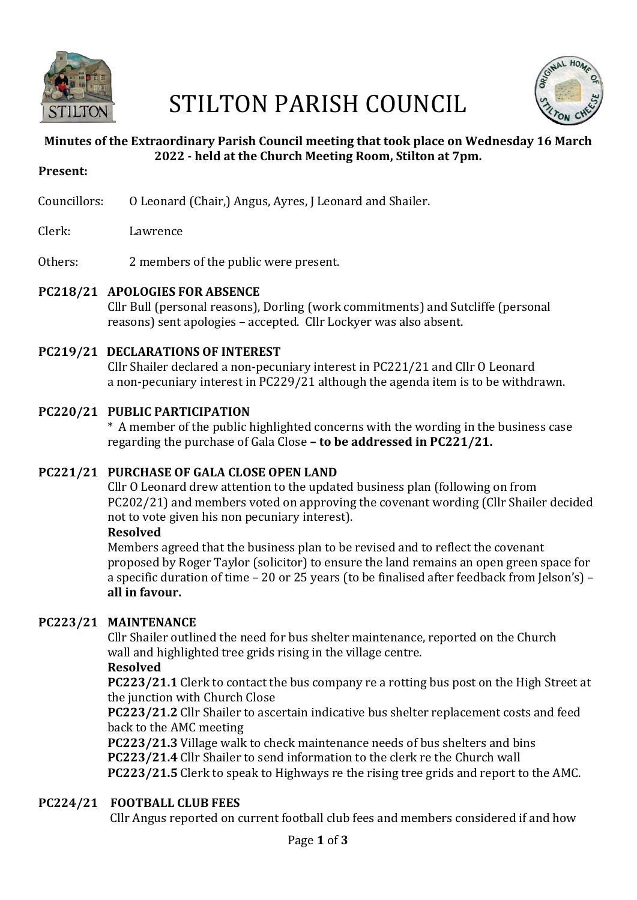# STILTON PARISH COUNCIL

**Minutes of the Extraordinary Parish Council meeting that took place on Wednesday 16 March 2022 - held at the Church Meeting Room, Stilton at 7pm.**

**Present:**

Councillors: O Leonard (Chair,) Angus, Ayres, J Leonard and Shailer.

Clerk: Lawrence

Others: 2 members of the public were present.

**PC218/21 APOLOGIES FOR ABSENCE**

Cllr Bull (personal reasons), Dorling (work commitments) and Sutcliffe (personal reasons) sent apologies – accepted. Cllr Lockyer was also absent.

**PC219/21 DECLARATIONS OF INTEREST**

Cllr Shailer declared a non-pecuniary interest in PC221/21 and Cllr O Leonard a non-pecuniary interest in PC229/21 although the agenda item is to be withdrawn.

**PC220/21 PUBLIC PARTICIPATION**

* A member of the public highlighted concerns with the wording in the business case regarding the purchase of Gala Close **– to be addressed in PC221/21.**

**PC221/21 PURCHASE OF GALA CLOSE OPEN LAND**

Cllr O Leonard drew attention to the updated business plan (following on from PC202/21) and members voted on approving the covenant wording (Cllr Shailer decided not to vote given his non pecuniary interest).

**Resolved**

Members agreed that the business plan to be revised and to reflect the covenant proposed by Roger Taylor (solicitor) to ensure the land remains an open green space for a specific duration of time – 20 or 25 years (to be finalised after feedback from Jelson's) – **all in favour.**

**PC223/21 MAINTENANCE**

Cllr Shailer outlined the need for bus shelter maintenance, reported on the Church wall and highlighted tree grids rising in the village centre.

**Resolved**

**PC223/21.1** Clerk to contact the bus company re a rotting bus post on the High Street at the junction with Church Close

**PC223/21.2** Cllr Shailer to ascertain indicative bus shelter replacement costs and feed back to the AMC meeting

**PC223/21.3** Village walk to check maintenance needs of bus shelters and bins

**PC223/21.4** Cllr Shailer to send information to the clerk re the Church wall

**PC223/21.5** Clerk to speak to Highways re the rising tree grids and report to the AMC.

**PC224/21 FOOTBALL CLUB FEES**

Cllr Angus reported on current football club fees and members considered if and how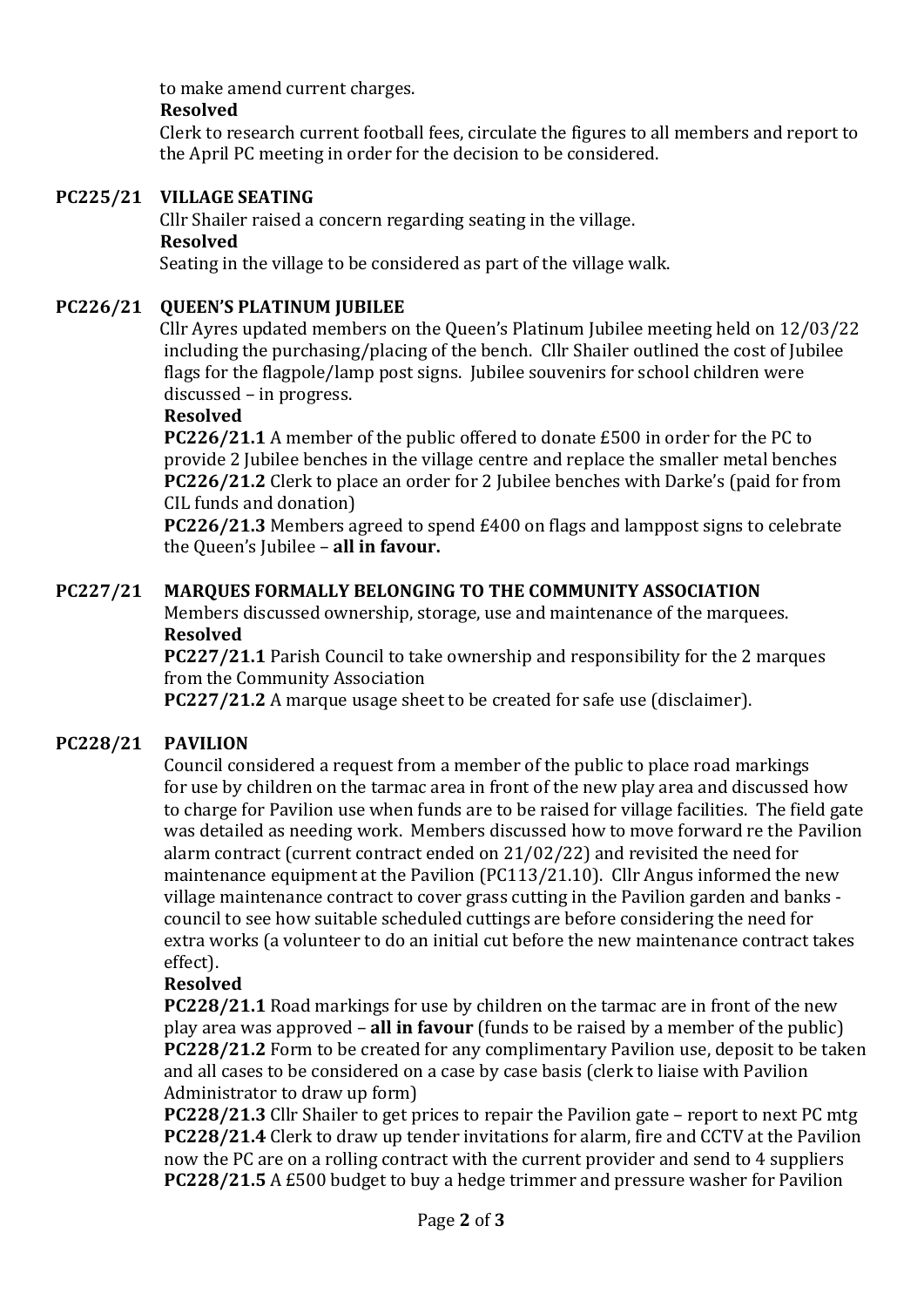to make amend current charges.

**Resolved**

Clerk to research current football fees, circulate the figures to all members and report to the April PC meeting in order for the decision to be considered.

**PC225/21 VILLAGE SEATING**

Cllr Shailer raised a concern regarding seating in the village.

**Resolved**

Seating in the village to be considered as part of the village walk.

**PC226/21 QUEEN'S PLATINUM JUBILEE**

Cllr Ayres updated members on the Queen's Platinum Jubilee meeting held on 12/03/22 including the purchasing/placing of the bench. Cllr Shailer outlined the cost of Jubilee flags for the flagpole/lamp post signs. Jubilee souvenirs for school children were discussed – in progress.

**Resolved**

**PC226/21.1** A member of the public offered to donate £500 in order for the PC to provide 2 Jubilee benches in the village centre and replace the smaller metal benches
**PC226/21.2** Clerk to place an order for 2 Jubilee benches with Darke's (paid for from CIL funds and donation)
**PC226/21.3** Members agreed to spend £400 on flags and lamppost signs to celebrate the Queen's Jubilee – **all in favour.**

**PC227/21 MARQUES FORMALLY BELONGING TO THE COMMUNITY ASSOCIATION**

Members discussed ownership, storage, use and maintenance of the marquees.

**Resolved**

**PC227/21.1** Parish Council to take ownership and responsibility for the 2 marques from the Community Association
**PC227/21.2** A marque usage sheet to be created for safe use (disclaimer).

**PC228/21 PAVILION**

Council considered a request from a member of the public to place road markings for use by children on the tarmac area in front of the new play area and discussed how to charge for Pavilion use when funds are to be raised for village facilities. The field gate was detailed as needing work. Members discussed how to move forward re the Pavilion alarm contract (current contract ended on 21/02/22) and revisited the need for maintenance equipment at the Pavilion (PC113/21.10). Cllr Angus informed the new village maintenance contract to cover grass cutting in the Pavilion garden and banks - council to see how suitable scheduled cuttings are before considering the need for extra works (a volunteer to do an initial cut before the new maintenance contract takes effect).

**Resolved**

**PC228/21.1** Road markings for use by children on the tarmac are in front of the new play area was approved – **all in favour** (funds to be raised by a member of the public)
**PC228/21.2** Form to be created for any complimentary Pavilion use, deposit to be taken and all cases to be considered on a case by case basis (clerk to liaise with Pavilion Administrator to draw up form)
**PC228/21.3** Cllr Shailer to get prices to repair the Pavilion gate – report to next PC mtg
**PC228/21.4** Clerk to draw up tender invitations for alarm, fire and CCTV at the Pavilion now the PC are on a rolling contract with the current provider and send to 4 suppliers
**PC228/21.5** A £500 budget to buy a hedge trimmer and pressure washer for Pavilion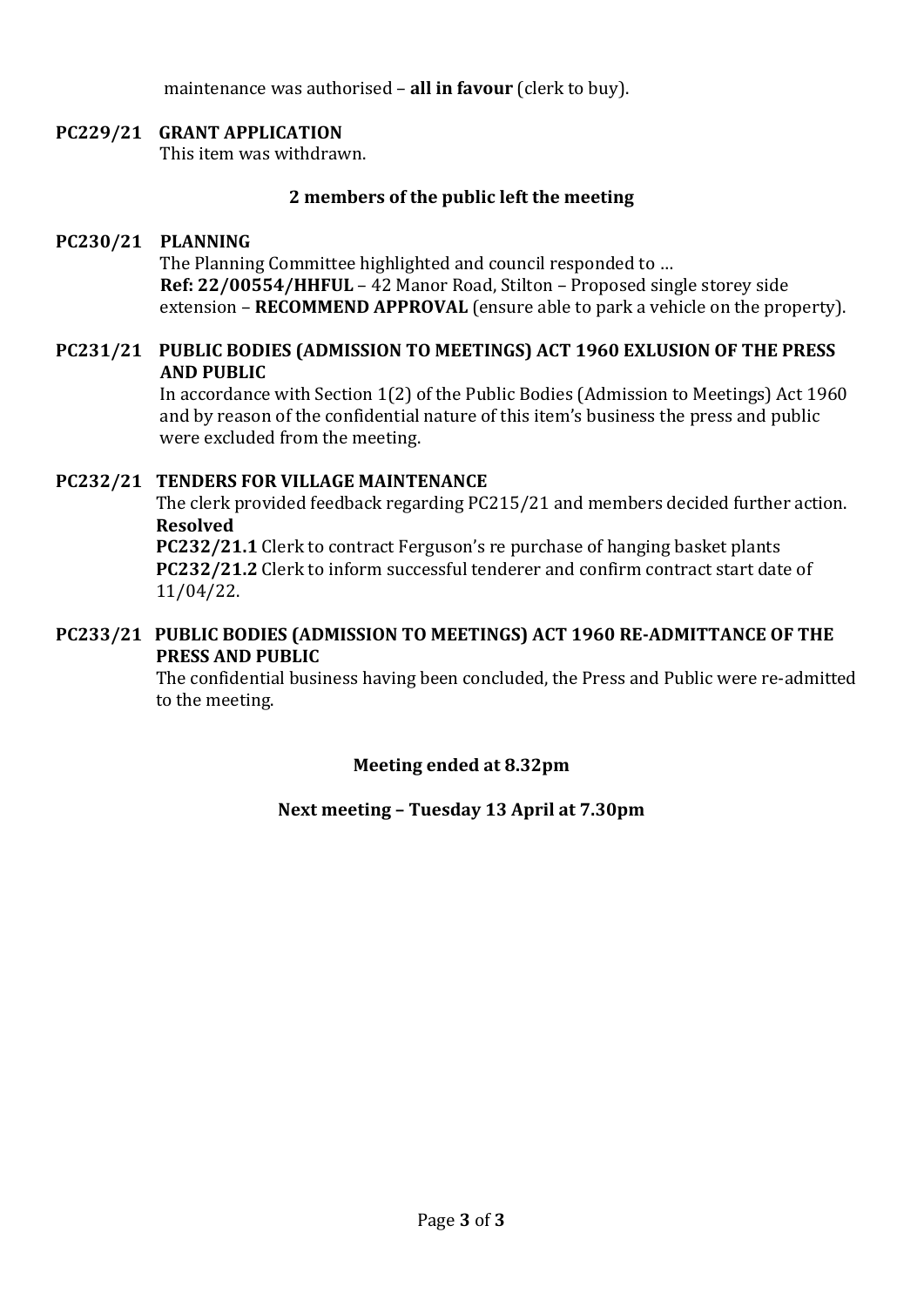maintenance was authorised – **all in favour** (clerk to buy).

**PC229/21 GRANT APPLICATION**

This item was withdrawn.

**2 members of the public left the meeting**

**PC230/21 PLANNING**

The Planning Committee highlighted and council responded to …
**Ref: 22/00554/HHFUL** – 42 Manor Road, Stilton – Proposed single storey side extension – **RECOMMEND APPROVAL** (ensure able to park a vehicle on the property).

**PC231/21 PUBLIC BODIES (ADMISSION TO MEETINGS) ACT 1960 EXLUSION OF THE PRESS AND PUBLIC**

In accordance with Section 1(2) of the Public Bodies (Admission to Meetings) Act 1960 and by reason of the confidential nature of this item's business the press and public were excluded from the meeting.

**PC232/21 TENDERS FOR VILLAGE MAINTENANCE**

The clerk provided feedback regarding PC215/21 and members decided further action.
**Resolved**
**PC232/21.1** Clerk to contract Ferguson's re purchase of hanging basket plants
**PC232/21.2** Clerk to inform successful tenderer and confirm contract start date of 11/04/22.

**PC233/21 PUBLIC BODIES (ADMISSION TO MEETINGS) ACT 1960 RE-ADMITTANCE OF THE PRESS AND PUBLIC**

The confidential business having been concluded, the Press and Public were re-admitted to the meeting.

**Meeting ended at 8.32pm**

**Next meeting – Tuesday 13 April at 7.30pm**